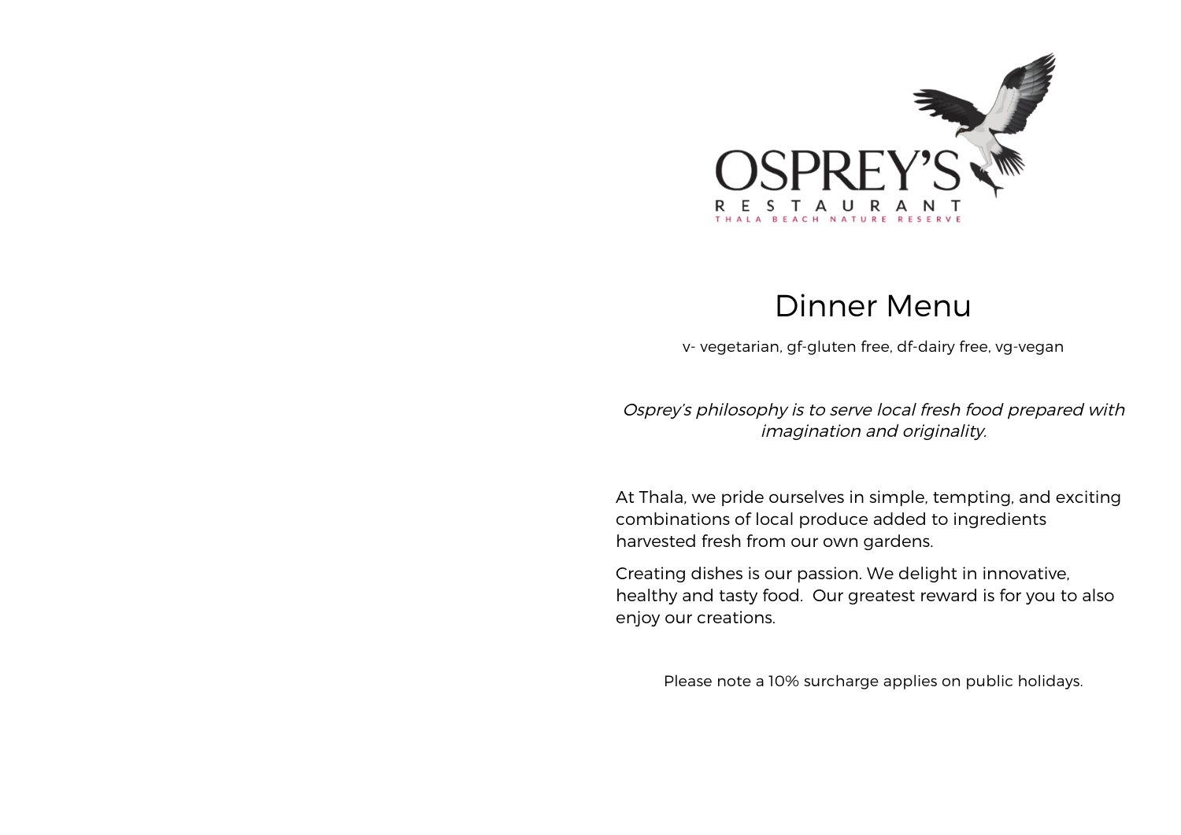# OSPREY'S RESTAURANT

THALA BEACH NATURE RESERVE

## Dinner Menu

v- vegetarian, gf-gluten free, df-dairy free, vg-vegan

*Osprey's philosophy is to serve local fresh food prepared with imagination and originality.*

At Thala, we pride ourselves in simple, tempting, and exciting combinations of local produce added to ingredients harvested fresh from our own gardens.

Creating dishes is our passion. We delight in innovative, healthy and tasty food.  Our greatest reward is for you to also enjoy our creations.

Please note a 10% surcharge applies on public holidays.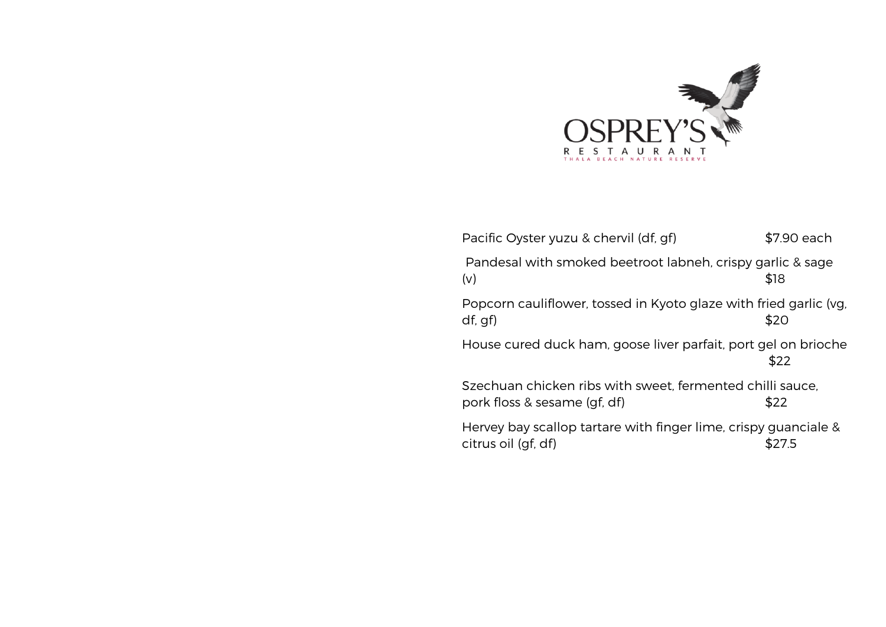# OSPREY'S

RESTAURANT

THALA BEACH NATURE RESERVE

Pacific Oyster yuzu & chervil (df, gf) $7.90 each

Pandesal with smoked beetroot labneh, crispy garlic & sage (v) $18

Popcorn cauliflower, tossed in Kyoto glaze with fried garlic (vg, df, gf) $20

House cured duck ham, goose liver parfait, port gel on brioche $22

Szechuan chicken ribs with sweet, fermented chilli sauce, pork floss & sesame (gf, df) $22

Hervey bay scallop tartare with finger lime, crispy guanciale & citrus oil (gf, df) $27.5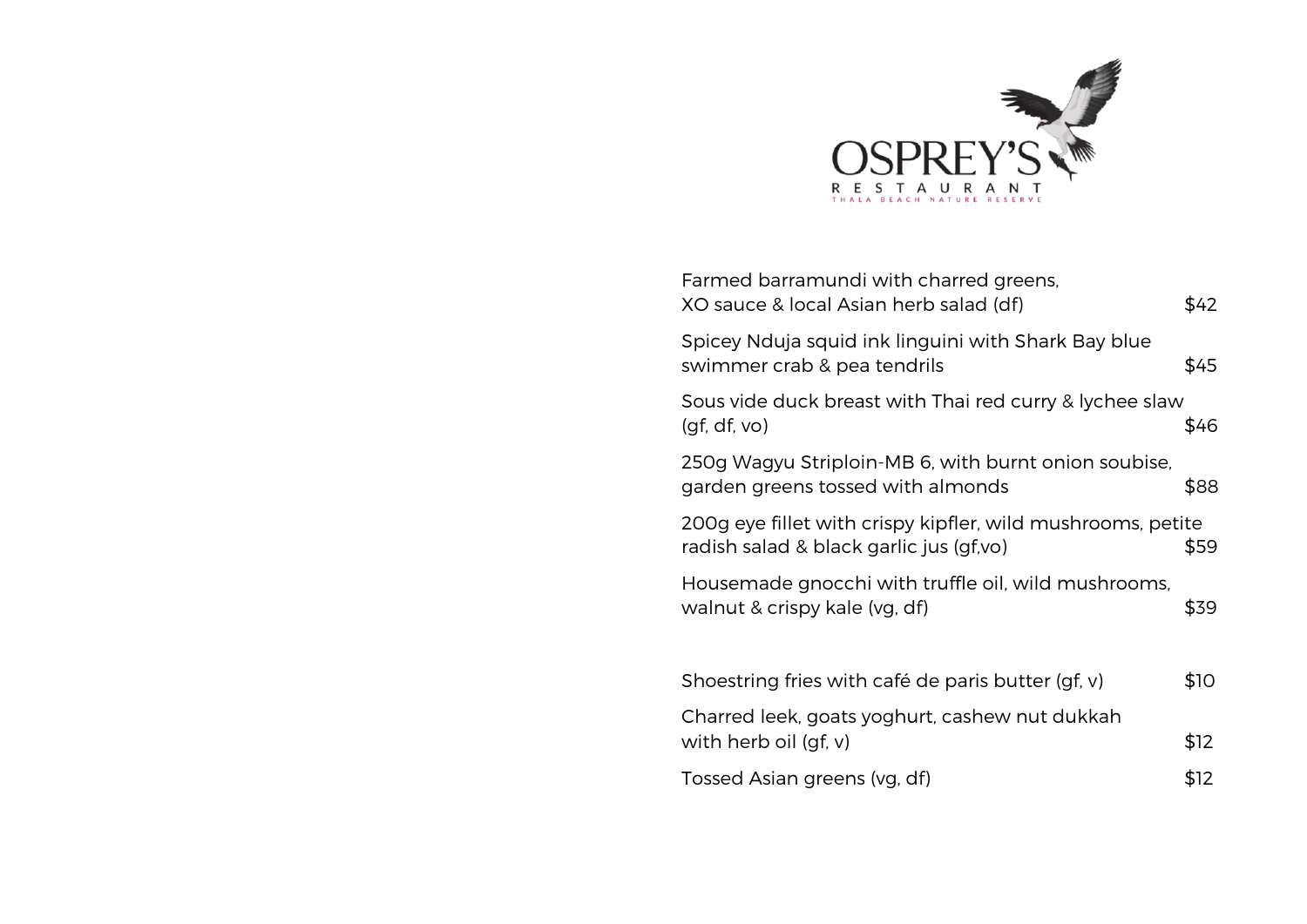# OSPREY'S

RESTAURANT

THALA BEACH NATURE RESERVE

Farmed barramundi with charred greens, XO sauce & local Asian herb salad (df) — $42

Spicey Nduja squid ink linguini with Shark Bay blue swimmer crab & pea tendrils — $45

Sous vide duck breast with Thai red curry & lychee slaw (gf, df, vo) — $46

250g Wagyu Striploin-MB 6, with burnt onion soubise, garden greens tossed with almonds — $88

200g eye fillet with crispy kipfler, wild mushrooms, petite radish salad & black garlic jus (gf,vo) — $59

Housemade gnocchi with truffle oil, wild mushrooms, walnut & crispy kale (vg, df) — $39

Shoestring fries with café de paris butter (gf, v) — $10

Charred leek, goats yoghurt, cashew nut dukkah with herb oil (gf, v) — $12

Tossed Asian greens (vg, df) — $12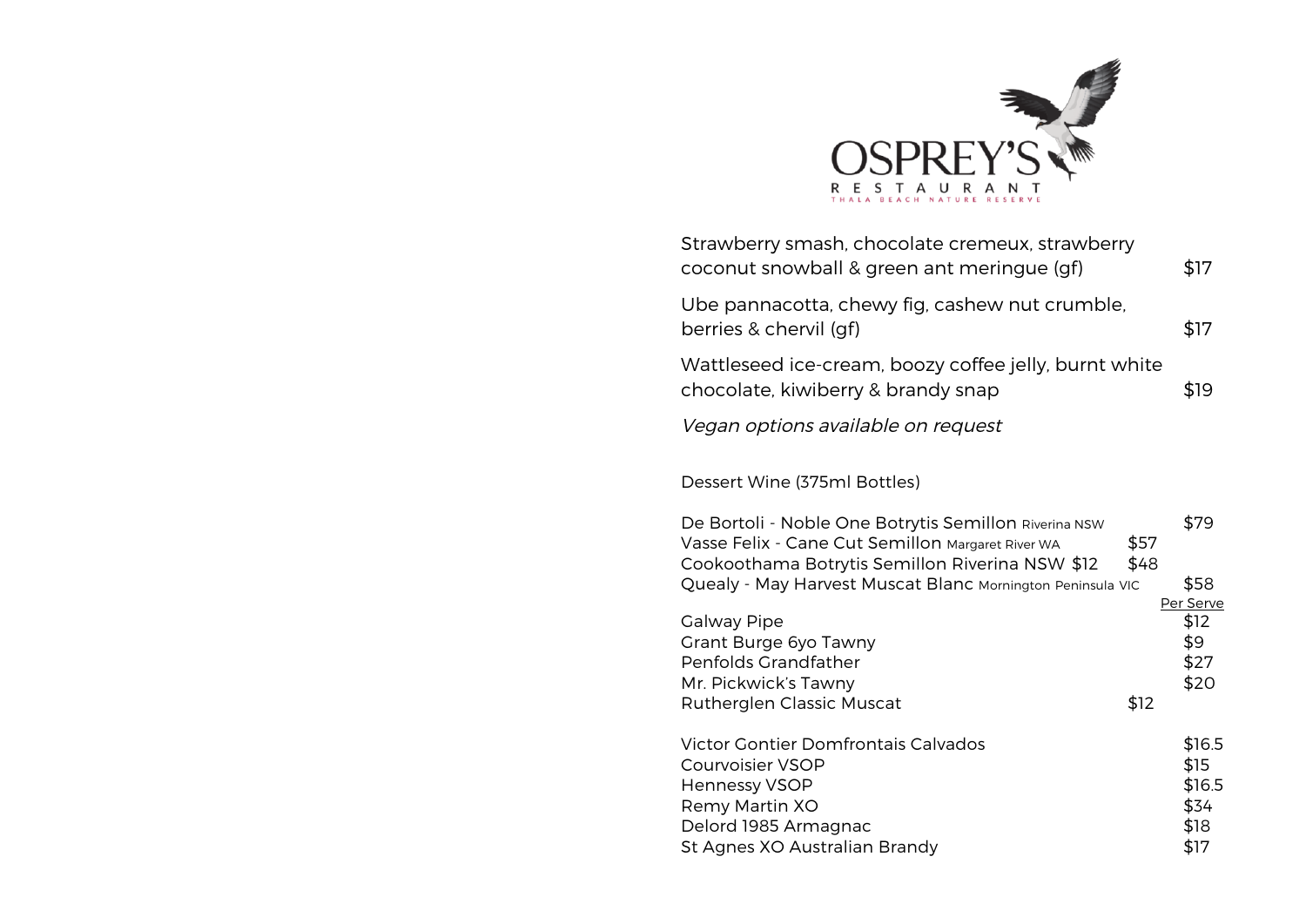# OSPREY'S

RESTAURANT

THALA BEACH NATURE RESERVE

Strawberry smash, chocolate cremeux, strawberry coconut snowball & green ant meringue (gf) — $17

Ube pannacotta, chewy fig, cashew nut crumble, berries & chervil (gf) — $17

Wattleseed ice-cream, boozy coffee jelly, burnt white chocolate, kiwiberry & brandy snap — $19

*Vegan options available on request*

Dessert Wine (375ml Bottles)

| | | |
|---|---|---|
| De Bortoli - Noble One Botrytis Semillon Riverina NSW | | $79 |
| Vasse Felix - Cane Cut Semillon Margaret River WA | $57 | |
| Cookoothama Botrytis Semillon Riverina NSW $12 | $48 | |
| Quealy - May Harvest Muscat Blanc Mornington Peninsula VIC | | $58 |
| | | Per Serve |
| Galway Pipe | | $12 |
| Grant Burge 6yo Tawny | | $9 |
| Penfolds Grandfather | | $27 |
| Mr. Pickwick's Tawny | | $20 |
| Rutherglen Classic Muscat | $12 | |

| | |
|---|---|
| Victor Gontier Domfrontais Calvados | $16.5 |
| Courvoisier VSOP | $15 |
| Hennessy VSOP | $16.5 |
| Remy Martin XO | $34 |
| Delord 1985 Armagnac | $18 |
| St Agnes XO Australian Brandy | $17 |